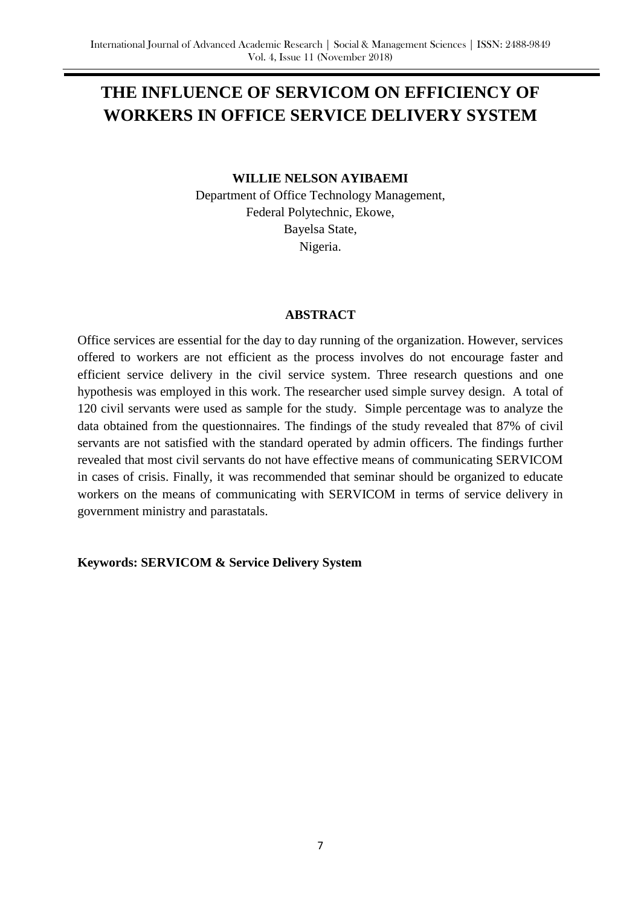# THE INFLUENCE OF SERVICOM ON EFFICIENCY OF WORKERS IN OFFICE SERVICE DELIVERY SYSTEM

**WILLIE NELSON AYIBAEMI**

Department of Office Technology Management,
Federal Polytechnic, Ekowe,
Bayelsa State,
Nigeria.

## ABSTRACT

Office services are essential for the day to day running of the organization. However, services offered to workers are not efficient as the process involves do not encourage faster and efficient service delivery in the civil service system. Three research questions and one hypothesis was employed in this work. The researcher used simple survey design. A total of 120 civil servants were used as sample for the study. Simple percentage was to analyze the data obtained from the questionnaires. The findings of the study revealed that 87% of civil servants are not satisfied with the standard operated by admin officers. The findings further revealed that most civil servants do not have effective means of communicating SERVICOM in cases of crisis. Finally, it was recommended that seminar should be organized to educate workers on the means of communicating with SERVICOM in terms of service delivery in government ministry and parastatals.

**Keywords: SERVICOM & Service Delivery System**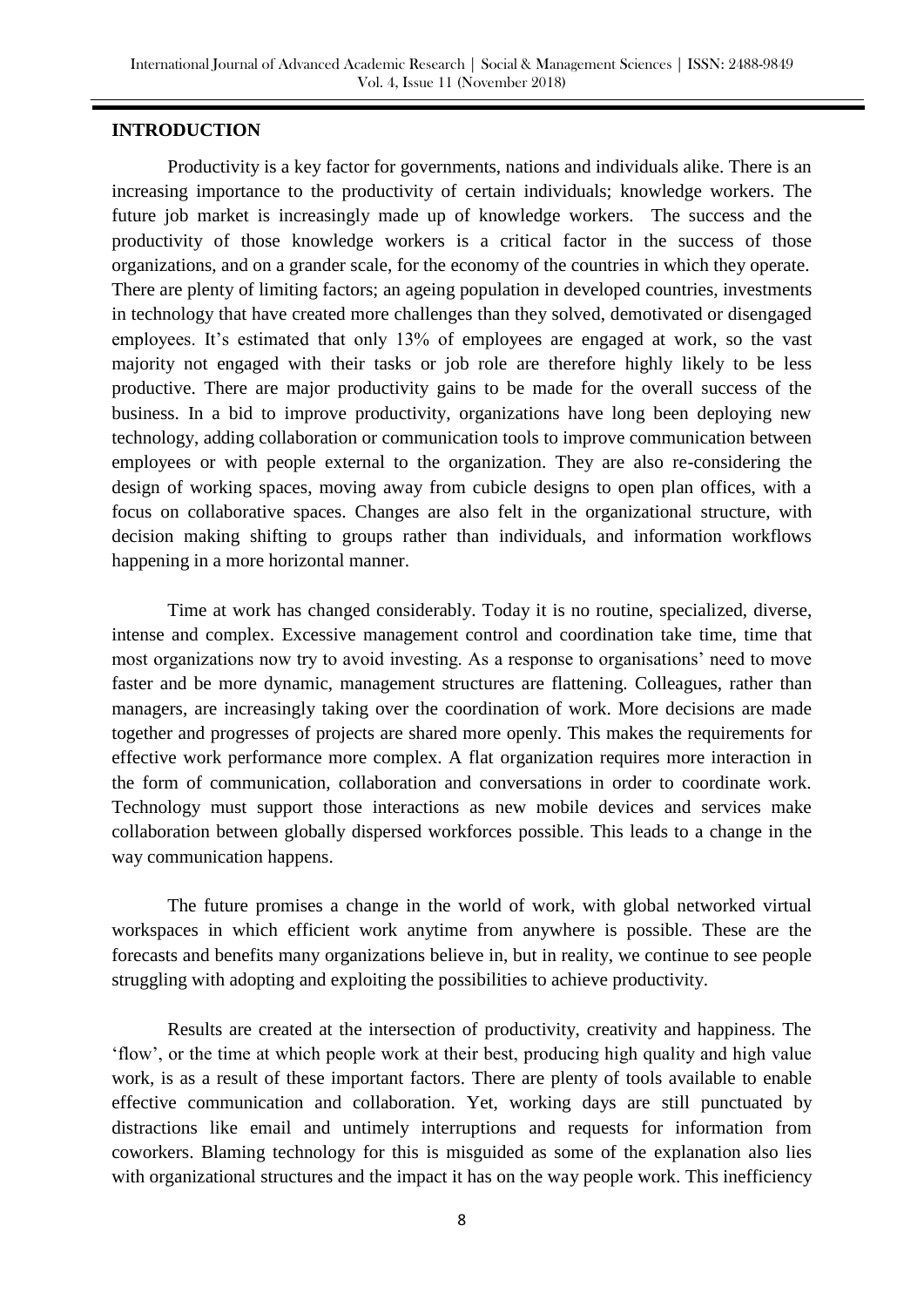## INTRODUCTION

Productivity is a key factor for governments, nations and individuals alike. There is an increasing importance to the productivity of certain individuals; knowledge workers. The future job market is increasingly made up of knowledge workers. The success and the productivity of those knowledge workers is a critical factor in the success of those organizations, and on a grander scale, for the economy of the countries in which they operate. There are plenty of limiting factors; an ageing population in developed countries, investments in technology that have created more challenges than they solved, demotivated or disengaged employees. It's estimated that only 13% of employees are engaged at work, so the vast majority not engaged with their tasks or job role are therefore highly likely to be less productive. There are major productivity gains to be made for the overall success of the business. In a bid to improve productivity, organizations have long been deploying new technology, adding collaboration or communication tools to improve communication between employees or with people external to the organization. They are also re-considering the design of working spaces, moving away from cubicle designs to open plan offices, with a focus on collaborative spaces. Changes are also felt in the organizational structure, with decision making shifting to groups rather than individuals, and information workflows happening in a more horizontal manner.

Time at work has changed considerably. Today it is no routine, specialized, diverse, intense and complex. Excessive management control and coordination take time, time that most organizations now try to avoid investing. As a response to organisations' need to move faster and be more dynamic, management structures are flattening. Colleagues, rather than managers, are increasingly taking over the coordination of work. More decisions are made together and progresses of projects are shared more openly. This makes the requirements for effective work performance more complex. A flat organization requires more interaction in the form of communication, collaboration and conversations in order to coordinate work. Technology must support those interactions as new mobile devices and services make collaboration between globally dispersed workforces possible. This leads to a change in the way communication happens.

The future promises a change in the world of work, with global networked virtual workspaces in which efficient work anytime from anywhere is possible. These are the forecasts and benefits many organizations believe in, but in reality, we continue to see people struggling with adopting and exploiting the possibilities to achieve productivity.

Results are created at the intersection of productivity, creativity and happiness. The 'flow', or the time at which people work at their best, producing high quality and high value work, is as a result of these important factors. There are plenty of tools available to enable effective communication and collaboration. Yet, working days are still punctuated by distractions like email and untimely interruptions and requests for information from coworkers. Blaming technology for this is misguided as some of the explanation also lies with organizational structures and the impact it has on the way people work. This inefficiency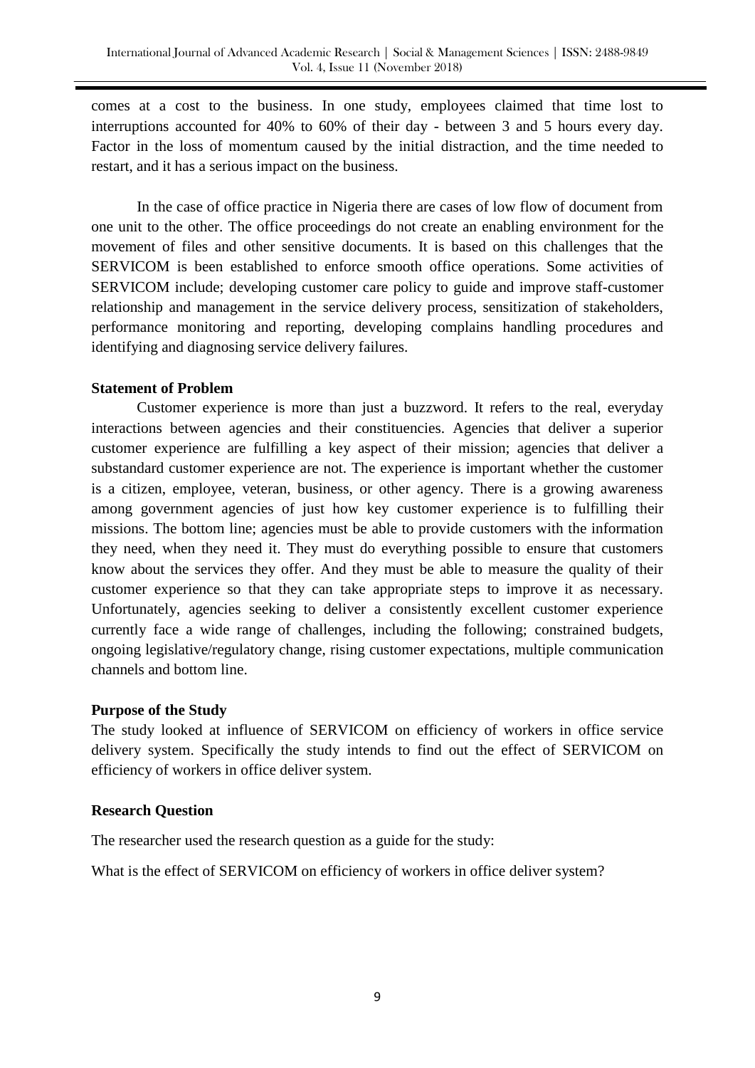comes at a cost to the business. In one study, employees claimed that time lost to interruptions accounted for 40% to 60% of their day - between 3 and 5 hours every day. Factor in the loss of momentum caused by the initial distraction, and the time needed to restart, and it has a serious impact on the business.

In the case of office practice in Nigeria there are cases of low flow of document from one unit to the other. The office proceedings do not create an enabling environment for the movement of files and other sensitive documents. It is based on this challenges that the SERVICOM is been established to enforce smooth office operations. Some activities of SERVICOM include; developing customer care policy to guide and improve staff-customer relationship and management in the service delivery process, sensitization of stakeholders, performance monitoring and reporting, developing complains handling procedures and identifying and diagnosing service delivery failures.

**Statement of Problem**

Customer experience is more than just a buzzword. It refers to the real, everyday interactions between agencies and their constituencies. Agencies that deliver a superior customer experience are fulfilling a key aspect of their mission; agencies that deliver a substandard customer experience are not. The experience is important whether the customer is a citizen, employee, veteran, business, or other agency. There is a growing awareness among government agencies of just how key customer experience is to fulfilling their missions. The bottom line; agencies must be able to provide customers with the information they need, when they need it. They must do everything possible to ensure that customers know about the services they offer. And they must be able to measure the quality of their customer experience so that they can take appropriate steps to improve it as necessary. Unfortunately, agencies seeking to deliver a consistently excellent customer experience currently face a wide range of challenges, including the following; constrained budgets, ongoing legislative/regulatory change, rising customer expectations, multiple communication channels and bottom line.

**Purpose of the Study**

The study looked at influence of SERVICOM on efficiency of workers in office service delivery system. Specifically the study intends to find out the effect of SERVICOM on efficiency of workers in office deliver system.

**Research Question**

The researcher used the research question as a guide for the study:

What is the effect of SERVICOM on efficiency of workers in office deliver system?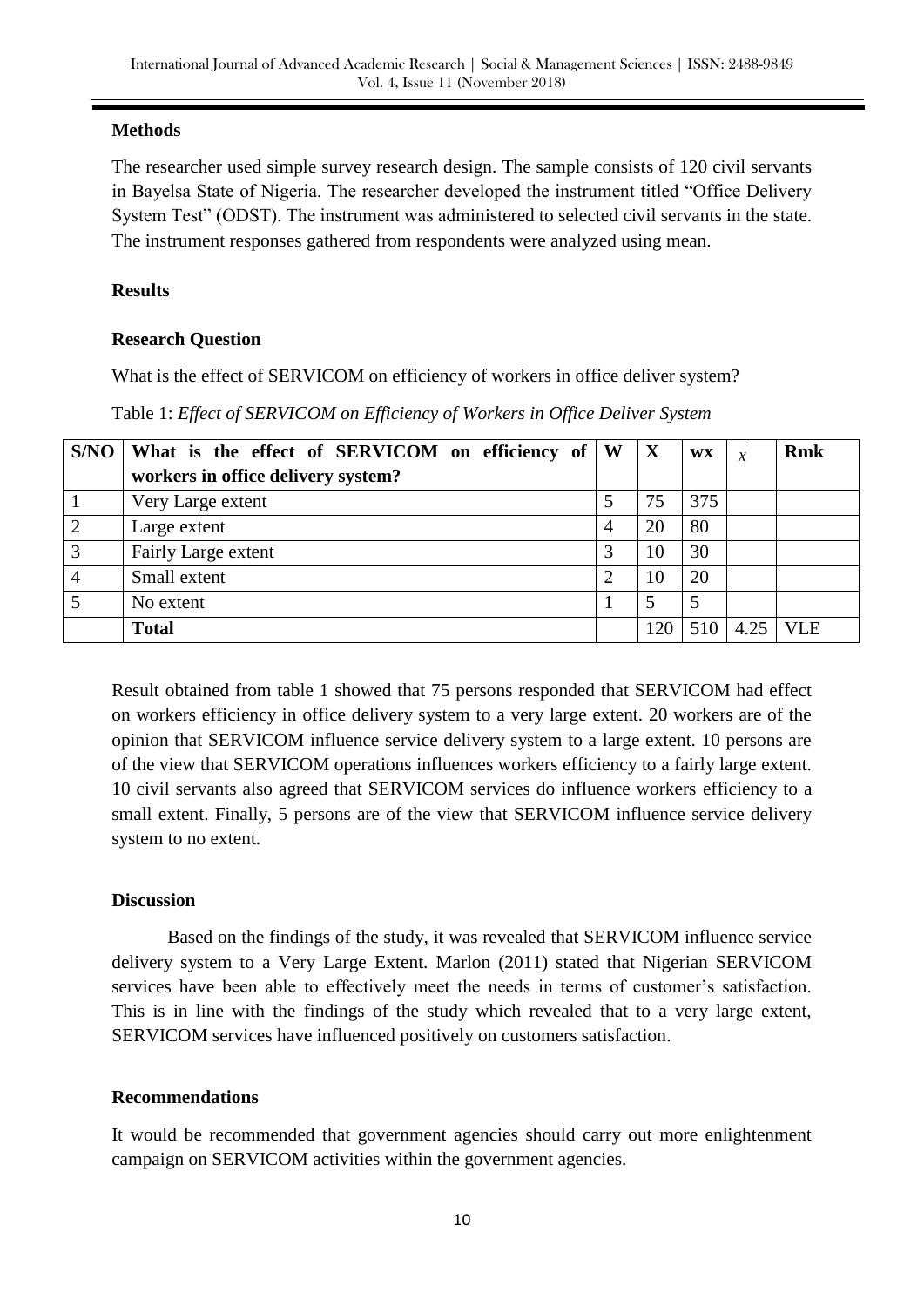## Methods

The researcher used simple survey research design. The sample consists of 120 civil servants in Bayelsa State of Nigeria. The researcher developed the instrument titled "Office Delivery System Test" (ODST). The instrument was administered to selected civil servants in the state. The instrument responses gathered from respondents were analyzed using mean.

## Results

### Research Question

What is the effect of SERVICOM on efficiency of workers in office deliver system?

Table 1: *Effect of SERVICOM on Efficiency of Workers in Office Deliver System*

| S/NO | What is the effect of SERVICOM on efficiency of workers in office delivery system? | W | X | wx | $\bar{x}$ | Rmk |
|---|---|---|---|---|---|---|
| 1 | Very Large extent | 5 | 75 | 375 | | |
| 2 | Large extent | 4 | 20 | 80 | | |
| 3 | Fairly Large extent | 3 | 10 | 30 | | |
| 4 | Small extent | 2 | 10 | 20 | | |
| 5 | No extent | 1 | 5 | 5 | | |
| | **Total** | | 120 | 510 | 4.25 | VLE |

Result obtained from table 1 showed that 75 persons responded that SERVICOM had effect on workers efficiency in office delivery system to a very large extent. 20 workers are of the opinion that SERVICOM influence service delivery system to a large extent. 10 persons are of the view that SERVICOM operations influences workers efficiency to a fairly large extent. 10 civil servants also agreed that SERVICOM services do influence workers efficiency to a small extent. Finally, 5 persons are of the view that SERVICOM influence service delivery system to no extent.

## Discussion

Based on the findings of the study, it was revealed that SERVICOM influence service delivery system to a Very Large Extent. Marlon (2011) stated that Nigerian SERVICOM services have been able to effectively meet the needs in terms of customer's satisfaction. This is in line with the findings of the study which revealed that to a very large extent, SERVICOM services have influenced positively on customers satisfaction.

## Recommendations

It would be recommended that government agencies should carry out more enlightenment campaign on SERVICOM activities within the government agencies.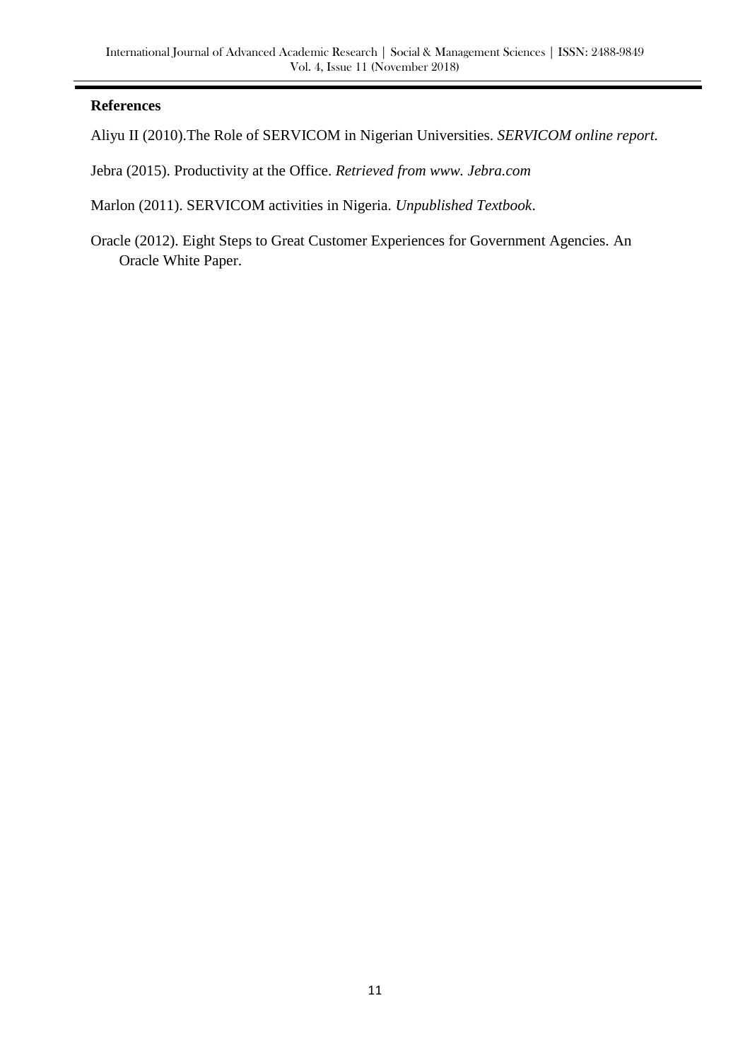## References

Aliyu II (2010).The Role of SERVICOM in Nigerian Universities. *SERVICOM online report.*

Jebra (2015). Productivity at the Office. *Retrieved from www. Jebra.com*

Marlon (2011). SERVICOM activities in Nigeria. *Unpublished Textbook*.

Oracle (2012). Eight Steps to Great Customer Experiences for Government Agencies. An Oracle White Paper.